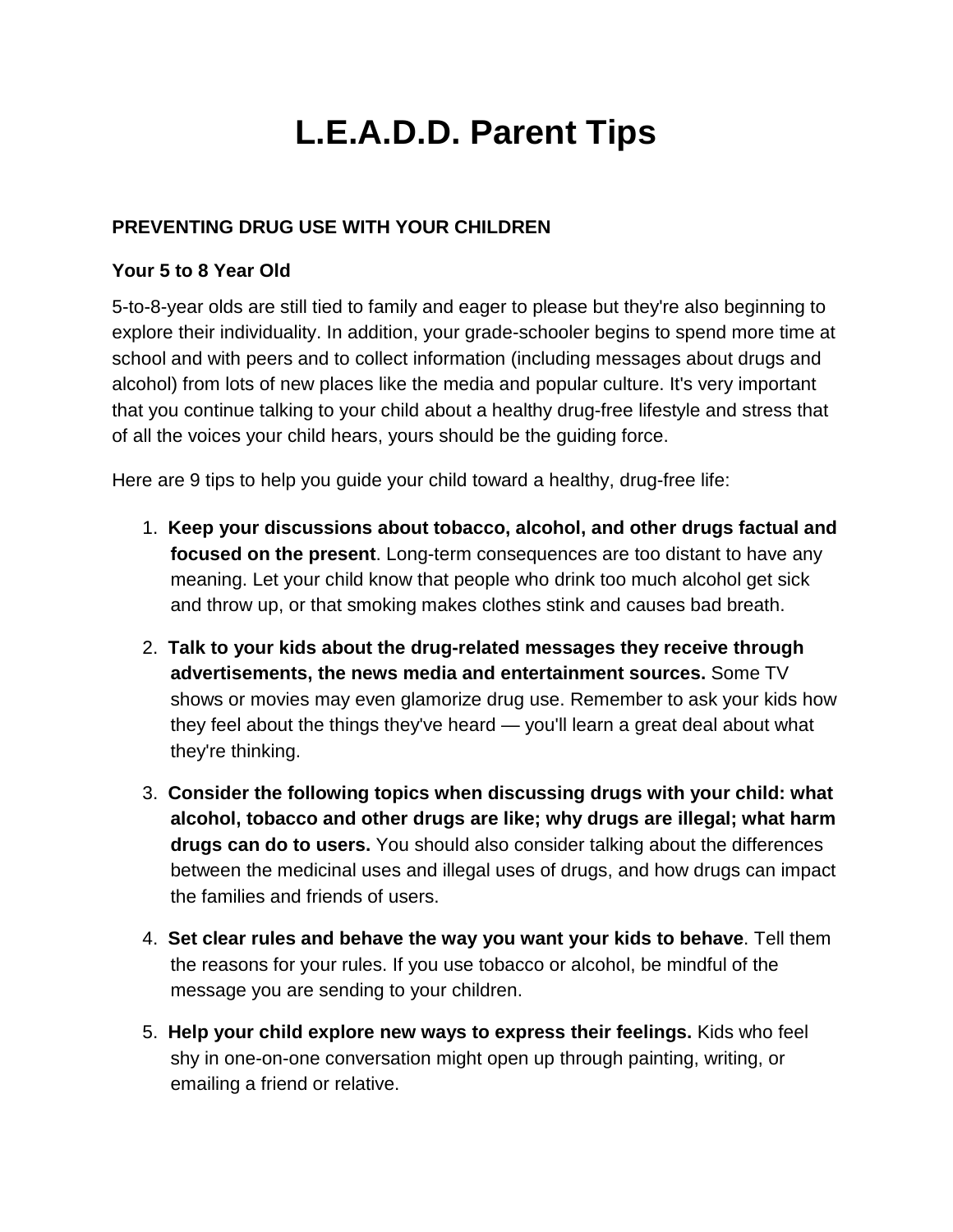# L.E.A.D.D. Parent Tips

**PREVENTING DRUG USE WITH YOUR CHILDREN**

**Your 5 to 8 Year Old**

5-to-8-year olds are still tied to family and eager to please but they're also beginning to explore their individuality. In addition, your grade-schooler begins to spend more time at school and with peers and to collect information (including messages about drugs and alcohol) from lots of new places like the media and popular culture. It's very important that you continue talking to your child about a healthy drug-free lifestyle and stress that of all the voices your child hears, yours should be the guiding force.

Here are 9 tips to help you guide your child toward a healthy, drug-free life:

1. **Keep your discussions about tobacco, alcohol, and other drugs factual and focused on the present**. Long-term consequences are too distant to have any meaning. Let your child know that people who drink too much alcohol get sick and throw up, or that smoking makes clothes stink and causes bad breath.
2. **Talk to your kids about the drug-related messages they receive through advertisements, the news media and entertainment sources.** Some TV shows or movies may even glamorize drug use. Remember to ask your kids how they feel about the things they've heard — you'll learn a great deal about what they're thinking.
3. **Consider the following topics when discussing drugs with your child: what alcohol, tobacco and other drugs are like; why drugs are illegal; what harm drugs can do to users.** You should also consider talking about the differences between the medicinal uses and illegal uses of drugs, and how drugs can impact the families and friends of users.
4. **Set clear rules and behave the way you want your kids to behave**. Tell them the reasons for your rules. If you use tobacco or alcohol, be mindful of the message you are sending to your children.
5. **Help your child explore new ways to express their feelings.** Kids who feel shy in one-on-one conversation might open up through painting, writing, or emailing a friend or relative.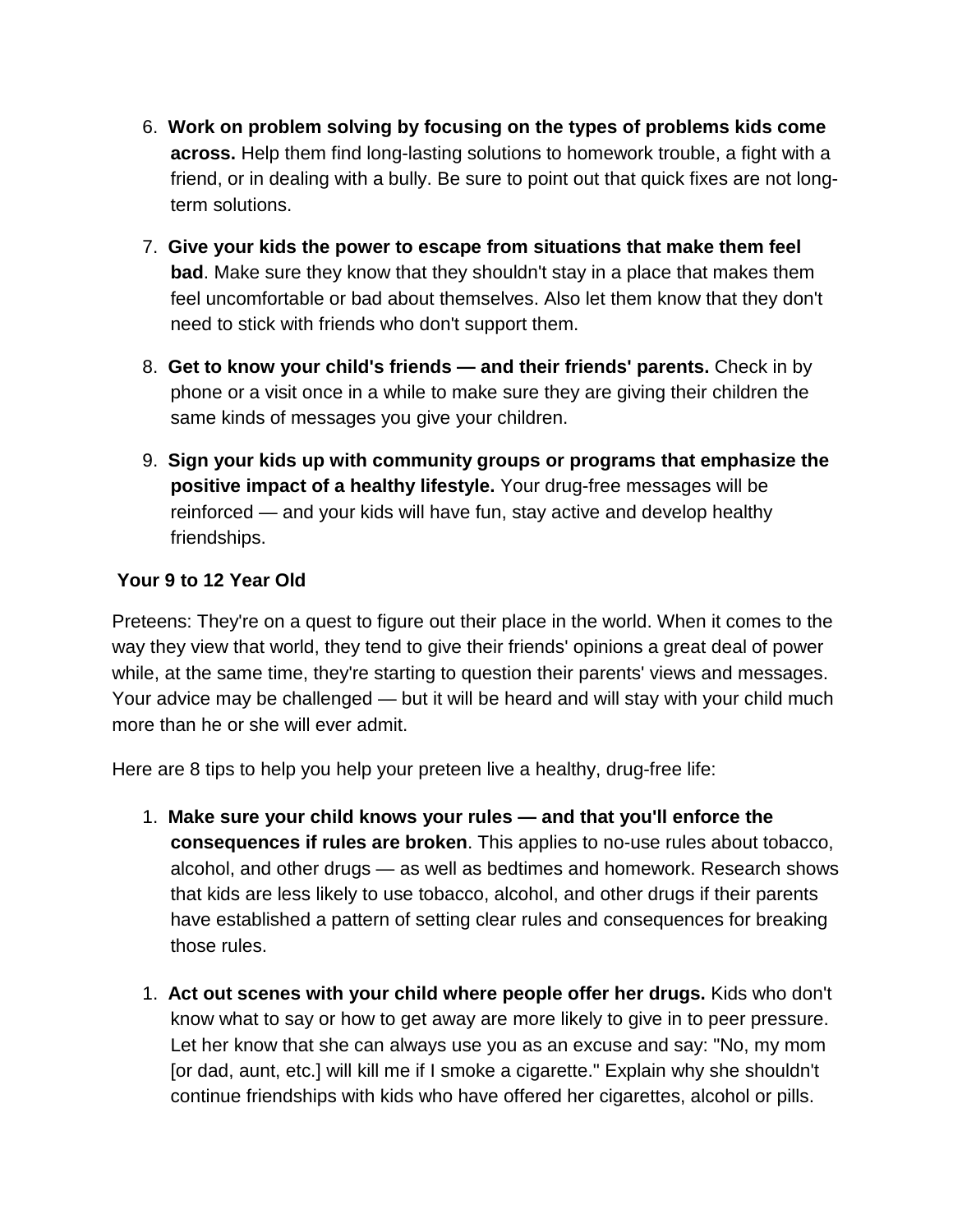6. **Work on problem solving by focusing on the types of problems kids come across.** Help them find long-lasting solutions to homework trouble, a fight with a friend, or in dealing with a bully. Be sure to point out that quick fixes are not long-term solutions.

7. **Give your kids the power to escape from situations that make them feel bad**. Make sure they know that they shouldn't stay in a place that makes them feel uncomfortable or bad about themselves. Also let them know that they don't need to stick with friends who don't support them.

8. **Get to know your child's friends — and their friends' parents.** Check in by phone or a visit once in a while to make sure they are giving their children the same kinds of messages you give your children.

9. **Sign your kids up with community groups or programs that emphasize the positive impact of a healthy lifestyle.** Your drug-free messages will be reinforced — and your kids will have fun, stay active and develop healthy friendships.

**Your 9 to 12 Year Old**

Preteens: They're on a quest to figure out their place in the world. When it comes to the way they view that world, they tend to give their friends' opinions a great deal of power while, at the same time, they're starting to question their parents' views and messages. Your advice may be challenged — but it will be heard and will stay with your child much more than he or she will ever admit.

Here are 8 tips to help you help your preteen live a healthy, drug-free life:

1. **Make sure your child knows your rules — and that you'll enforce the consequences if rules are broken**. This applies to no-use rules about tobacco, alcohol, and other drugs — as well as bedtimes and homework. Research shows that kids are less likely to use tobacco, alcohol, and other drugs if their parents have established a pattern of setting clear rules and consequences for breaking those rules.

1. **Act out scenes with your child where people offer her drugs.** Kids who don't know what to say or how to get away are more likely to give in to peer pressure. Let her know that she can always use you as an excuse and say: "No, my mom [or dad, aunt, etc.] will kill me if I smoke a cigarette." Explain why she shouldn't continue friendships with kids who have offered her cigarettes, alcohol or pills.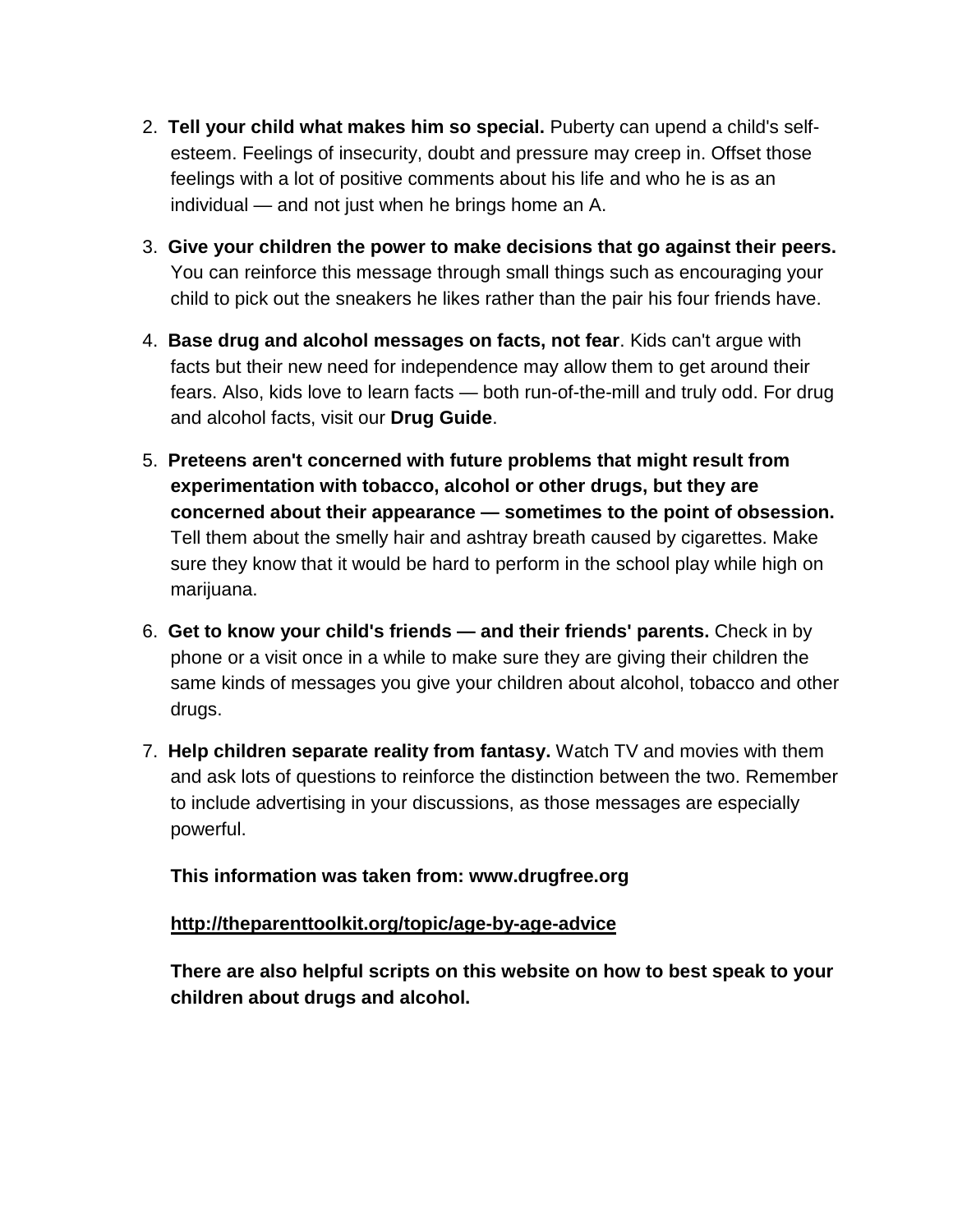2. **Tell your child what makes him so special.** Puberty can upend a child's self-esteem. Feelings of insecurity, doubt and pressure may creep in. Offset those feelings with a lot of positive comments about his life and who he is as an individual — and not just when he brings home an A.

3. **Give your children the power to make decisions that go against their peers.** You can reinforce this message through small things such as encouraging your child to pick out the sneakers he likes rather than the pair his four friends have.

4. **Base drug and alcohol messages on facts, not fear**. Kids can't argue with facts but their new need for independence may allow them to get around their fears. Also, kids love to learn facts — both run-of-the-mill and truly odd. For drug and alcohol facts, visit our **Drug Guide**.

5. **Preteens aren't concerned with future problems that might result from experimentation with tobacco, alcohol or other drugs, but they are concerned about their appearance — sometimes to the point of obsession.** Tell them about the smelly hair and ashtray breath caused by cigarettes. Make sure they know that it would be hard to perform in the school play while high on marijuana.

6. **Get to know your child's friends — and their friends' parents.** Check in by phone or a visit once in a while to make sure they are giving their children the same kinds of messages you give your children about alcohol, tobacco and other drugs.

7. **Help children separate reality from fantasy.** Watch TV and movies with them and ask lots of questions to reinforce the distinction between the two. Remember to include advertising in your discussions, as those messages are especially powerful.

**This information was taken from: www.drugfree.org**

**http://theparenttoolkit.org/topic/age-by-age-advice**

**There are also helpful scripts on this website on how to best speak to your children about drugs and alcohol.**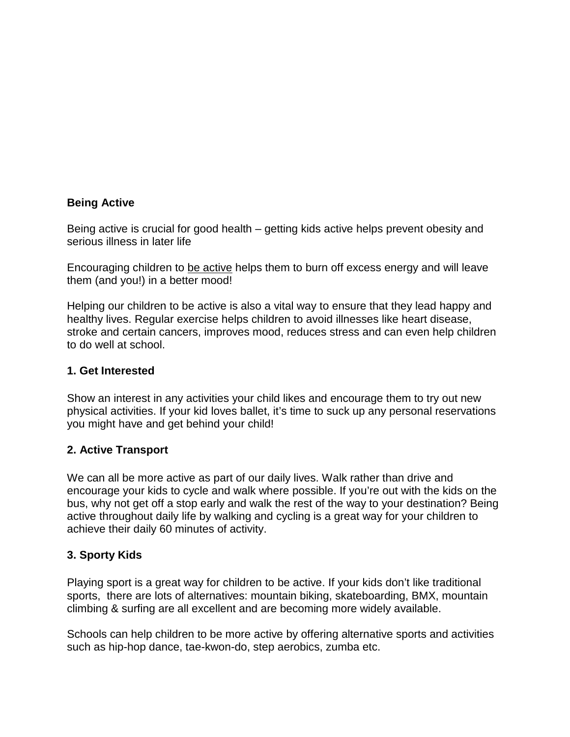**Being Active**

Being active is crucial for good health – getting kids active helps prevent obesity and serious illness in later life

Encouraging children to be active helps them to burn off excess energy and will leave them (and you!) in a better mood!

Helping our children to be active is also a vital way to ensure that they lead happy and healthy lives. Regular exercise helps children to avoid illnesses like heart disease, stroke and certain cancers, improves mood, reduces stress and can even help children to do well at school.

**1. Get Interested**

Show an interest in any activities your child likes and encourage them to try out new physical activities. If your kid loves ballet, it's time to suck up any personal reservations you might have and get behind your child!

**2. Active Transport**

We can all be more active as part of our daily lives. Walk rather than drive and encourage your kids to cycle and walk where possible. If you're out with the kids on the bus, why not get off a stop early and walk the rest of the way to your destination? Being active throughout daily life by walking and cycling is a great way for your children to achieve their daily 60 minutes of activity.

**3. Sporty Kids**

Playing sport is a great way for children to be active. If your kids don't like traditional sports, there are lots of alternatives: mountain biking, skateboarding, BMX, mountain climbing & surfing are all excellent and are becoming more widely available.

Schools can help children to be more active by offering alternative sports and activities such as hip-hop dance, tae-kwon-do, step aerobics, zumba etc.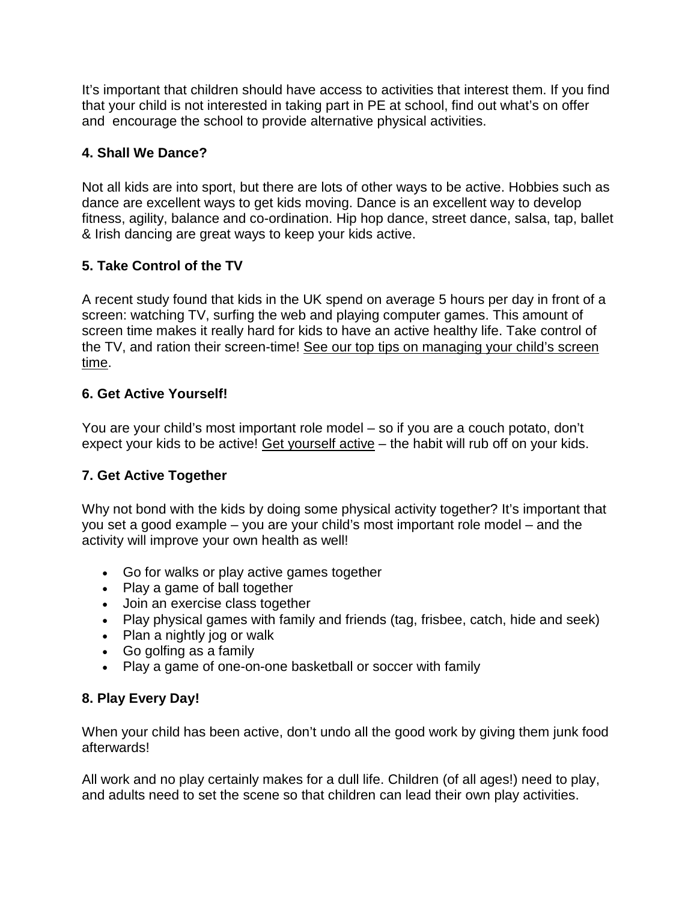It's important that children should have access to activities that interest them. If you find that your child is not interested in taking part in PE at school, find out what's on offer and encourage the school to provide alternative physical activities.

**4. Shall We Dance?**

Not all kids are into sport, but there are lots of other ways to be active. Hobbies such as dance are excellent ways to get kids moving. Dance is an excellent way to develop fitness, agility, balance and co-ordination. Hip hop dance, street dance, salsa, tap, ballet & Irish dancing are great ways to keep your kids active.

**5. Take Control of the TV**

A recent study found that kids in the UK spend on average 5 hours per day in front of a screen: watching TV, surfing the web and playing computer games. This amount of screen time makes it really hard for kids to have an active healthy life. Take control of the TV, and ration their screen-time! See our top tips on managing your child's screen time.

**6. Get Active Yourself!**

You are your child's most important role model – so if you are a couch potato, don't expect your kids to be active! Get yourself active – the habit will rub off on your kids.

**7. Get Active Together**

Why not bond with the kids by doing some physical activity together? It's important that you set a good example – you are your child's most important role model – and the activity will improve your own health as well!

- Go for walks or play active games together
- Play a game of ball together
- Join an exercise class together
- Play physical games with family and friends (tag, frisbee, catch, hide and seek)
- Plan a nightly jog or walk
- Go golfing as a family
- Play a game of one-on-one basketball or soccer with family

**8. Play Every Day!**

When your child has been active, don't undo all the good work by giving them junk food afterwards!

All work and no play certainly makes for a dull life. Children (of all ages!) need to play, and adults need to set the scene so that children can lead their own play activities.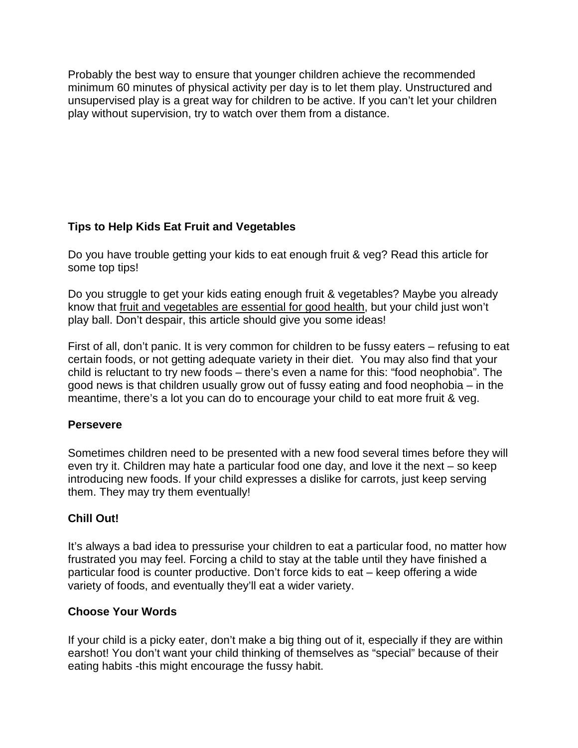Probably the best way to ensure that younger children achieve the recommended minimum 60 minutes of physical activity per day is to let them play. Unstructured and unsupervised play is a great way for children to be active. If you can't let your children play without supervision, try to watch over them from a distance.

## Tips to Help Kids Eat Fruit and Vegetables

Do you have trouble getting your kids to eat enough fruit & veg? Read this article for some top tips!

Do you struggle to get your kids eating enough fruit & vegetables? Maybe you already know that fruit and vegetables are essential for good health, but your child just won't play ball. Don't despair, this article should give you some ideas!

First of all, don't panic. It is very common for children to be fussy eaters – refusing to eat certain foods, or not getting adequate variety in their diet. You may also find that your child is reluctant to try new foods – there's even a name for this: "food neophobia". The good news is that children usually grow out of fussy eating and food neophobia – in the meantime, there's a lot you can do to encourage your child to eat more fruit & veg.

### Persevere

Sometimes children need to be presented with a new food several times before they will even try it. Children may hate a particular food one day, and love it the next – so keep introducing new foods. If your child expresses a dislike for carrots, just keep serving them. They may try them eventually!

### Chill Out!

It's always a bad idea to pressurise your children to eat a particular food, no matter how frustrated you may feel. Forcing a child to stay at the table until they have finished a particular food is counter productive. Don't force kids to eat – keep offering a wide variety of foods, and eventually they'll eat a wider variety.

### Choose Your Words

If your child is a picky eater, don't make a big thing out of it, especially if they are within earshot! You don't want your child thinking of themselves as "special" because of their eating habits -this might encourage the fussy habit.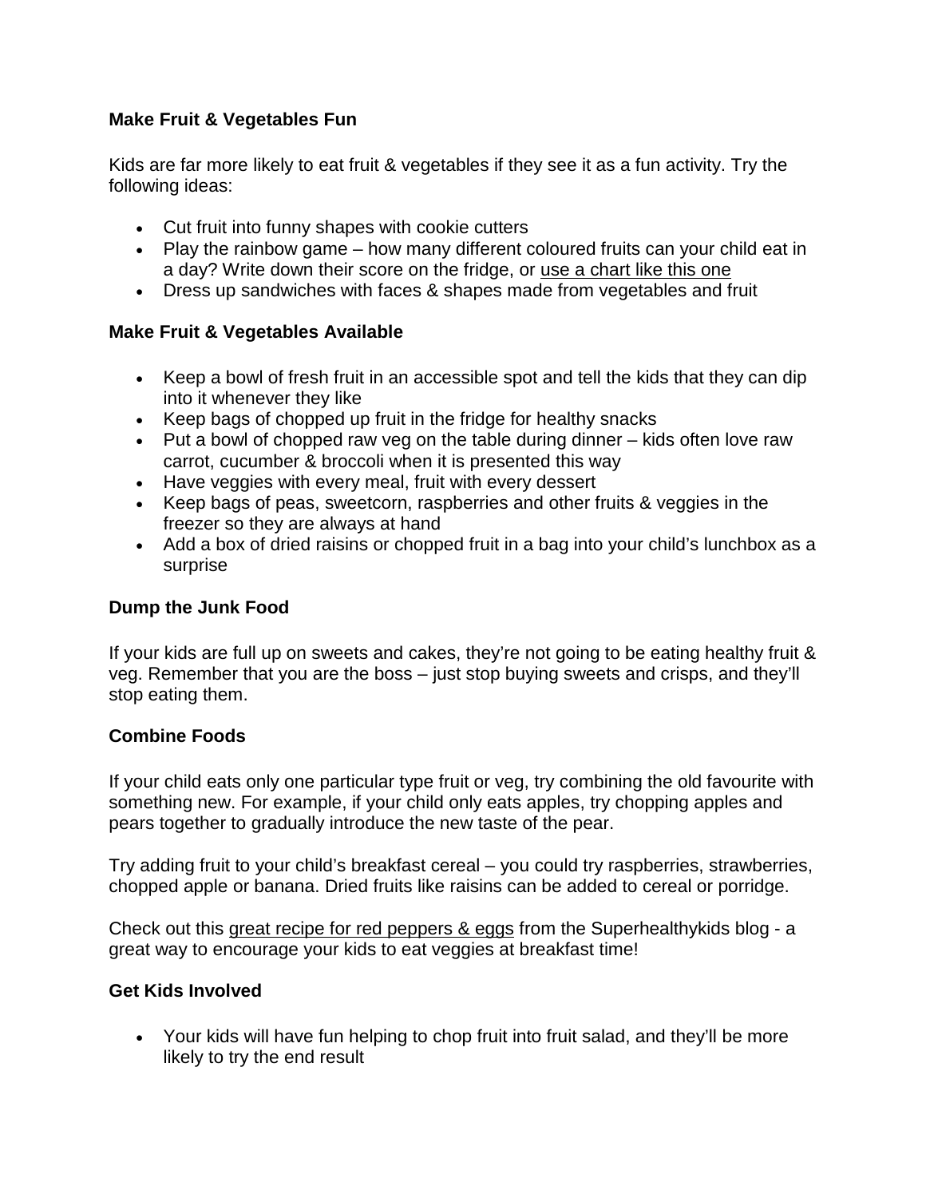**Make Fruit & Vegetables Fun**

Kids are far more likely to eat fruit & vegetables if they see it as a fun activity. Try the following ideas:

- Cut fruit into funny shapes with cookie cutters
- Play the rainbow game – how many different coloured fruits can your child eat in a day? Write down their score on the fridge, or use a chart like this one
- Dress up sandwiches with faces & shapes made from vegetables and fruit

**Make Fruit & Vegetables Available**

- Keep a bowl of fresh fruit in an accessible spot and tell the kids that they can dip into it whenever they like
- Keep bags of chopped up fruit in the fridge for healthy snacks
- Put a bowl of chopped raw veg on the table during dinner – kids often love raw carrot, cucumber & broccoli when it is presented this way
- Have veggies with every meal, fruit with every dessert
- Keep bags of peas, sweetcorn, raspberries and other fruits & veggies in the freezer so they are always at hand
- Add a box of dried raisins or chopped fruit in a bag into your child's lunchbox as a surprise

**Dump the Junk Food**

If your kids are full up on sweets and cakes, they're not going to be eating healthy fruit & veg. Remember that you are the boss – just stop buying sweets and crisps, and they'll stop eating them.

**Combine Foods**

If your child eats only one particular type fruit or veg, try combining the old favourite with something new. For example, if your child only eats apples, try chopping apples and pears together to gradually introduce the new taste of the pear.

Try adding fruit to your child's breakfast cereal – you could try raspberries, strawberries, chopped apple or banana. Dried fruits like raisins can be added to cereal or porridge.

Check out this great recipe for red peppers & eggs from the Superhealthykids blog - a great way to encourage your kids to eat veggies at breakfast time!

**Get Kids Involved**

- Your kids will have fun helping to chop fruit into fruit salad, and they'll be more likely to try the end result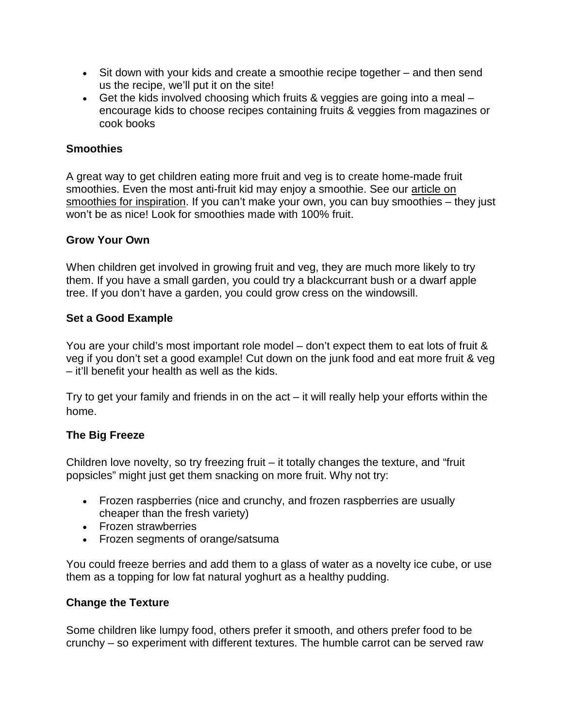- Sit down with your kids and create a smoothie recipe together – and then send us the recipe, we'll put it on the site!
- Get the kids involved choosing which fruits & veggies are going into a meal – encourage kids to choose recipes containing fruits & veggies from magazines or cook books

**Smoothies**

A great way to get children eating more fruit and veg is to create home-made fruit smoothies. Even the most anti-fruit kid may enjoy a smoothie. See our article on smoothies for inspiration. If you can't make your own, you can buy smoothies – they just won't be as nice! Look for smoothies made with 100% fruit.

**Grow Your Own**

When children get involved in growing fruit and veg, they are much more likely to try them. If you have a small garden, you could try a blackcurrant bush or a dwarf apple tree. If you don't have a garden, you could grow cress on the windowsill.

**Set a Good Example**

You are your child's most important role model – don't expect them to eat lots of fruit & veg if you don't set a good example! Cut down on the junk food and eat more fruit & veg – it'll benefit your health as well as the kids.

Try to get your family and friends in on the act – it will really help your efforts within the home.

**The Big Freeze**

Children love novelty, so try freezing fruit – it totally changes the texture, and "fruit popsicles" might just get them snacking on more fruit. Why not try:

- Frozen raspberries (nice and crunchy, and frozen raspberries are usually cheaper than the fresh variety)
- Frozen strawberries
- Frozen segments of orange/satsuma

You could freeze berries and add them to a glass of water as a novelty ice cube, or use them as a topping for low fat natural yoghurt as a healthy pudding.

**Change the Texture**

Some children like lumpy food, others prefer it smooth, and others prefer food to be crunchy – so experiment with different textures. The humble carrot can be served raw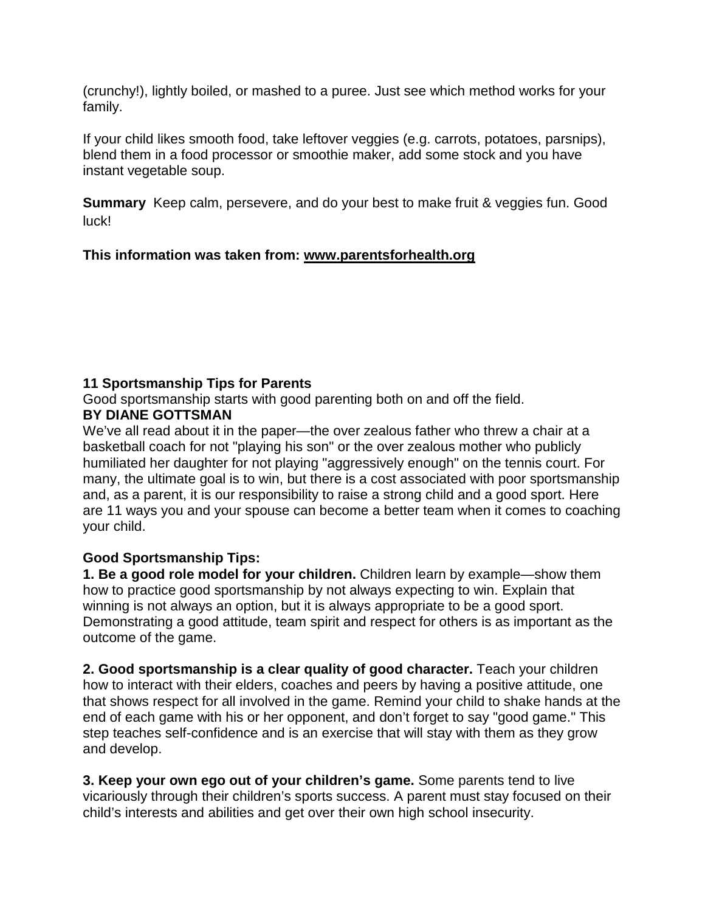(crunchy!), lightly boiled, or mashed to a puree. Just see which method works for your family.

If your child likes smooth food, take leftover veggies (e.g. carrots, potatoes, parsnips), blend them in a food processor or smoothie maker, add some stock and you have instant vegetable soup.

**Summary** Keep calm, persevere, and do your best to make fruit & veggies fun. Good luck!

**This information was taken from: www.parentsforhealth.org**

**11 Sportsmanship Tips for Parents**

Good sportsmanship starts with good parenting both on and off the field.

**BY DIANE GOTTSMAN**

We've all read about it in the paper—the over zealous father who threw a chair at a basketball coach for not "playing his son" or the over zealous mother who publicly humiliated her daughter for not playing "aggressively enough" on the tennis court. For many, the ultimate goal is to win, but there is a cost associated with poor sportsmanship and, as a parent, it is our responsibility to raise a strong child and a good sport. Here are 11 ways you and your spouse can become a better team when it comes to coaching your child.

**Good Sportsmanship Tips:**

**1. Be a good role model for your children.** Children learn by example—show them how to practice good sportsmanship by not always expecting to win. Explain that winning is not always an option, but it is always appropriate to be a good sport. Demonstrating a good attitude, team spirit and respect for others is as important as the outcome of the game.

**2. Good sportsmanship is a clear quality of good character.** Teach your children how to interact with their elders, coaches and peers by having a positive attitude, one that shows respect for all involved in the game. Remind your child to shake hands at the end of each game with his or her opponent, and don't forget to say "good game." This step teaches self-confidence and is an exercise that will stay with them as they grow and develop.

**3. Keep your own ego out of your children's game.** Some parents tend to live vicariously through their children's sports success. A parent must stay focused on their child's interests and abilities and get over their own high school insecurity.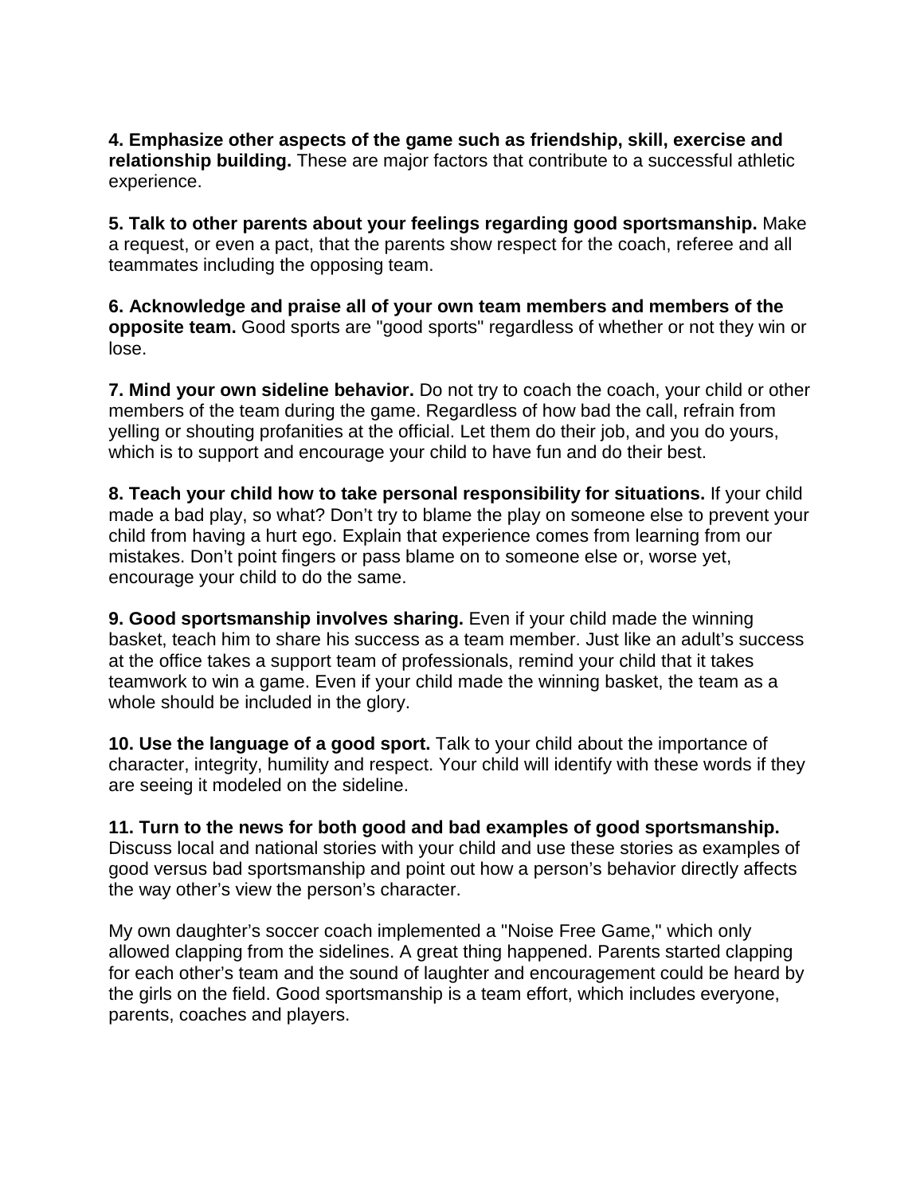**4. Emphasize other aspects of the game such as friendship, skill, exercise and relationship building.** These are major factors that contribute to a successful athletic experience.

**5. Talk to other parents about your feelings regarding good sportsmanship.** Make a request, or even a pact, that the parents show respect for the coach, referee and all teammates including the opposing team.

**6. Acknowledge and praise all of your own team members and members of the opposite team.** Good sports are "good sports" regardless of whether or not they win or lose.

**7. Mind your own sideline behavior.** Do not try to coach the coach, your child or other members of the team during the game. Regardless of how bad the call, refrain from yelling or shouting profanities at the official. Let them do their job, and you do yours, which is to support and encourage your child to have fun and do their best.

**8. Teach your child how to take personal responsibility for situations.** If your child made a bad play, so what? Don't try to blame the play on someone else to prevent your child from having a hurt ego. Explain that experience comes from learning from our mistakes. Don't point fingers or pass blame on to someone else or, worse yet, encourage your child to do the same.

**9. Good sportsmanship involves sharing.** Even if your child made the winning basket, teach him to share his success as a team member. Just like an adult's success at the office takes a support team of professionals, remind your child that it takes teamwork to win a game. Even if your child made the winning basket, the team as a whole should be included in the glory.

**10. Use the language of a good sport.** Talk to your child about the importance of character, integrity, humility and respect. Your child will identify with these words if they are seeing it modeled on the sideline.

**11. Turn to the news for both good and bad examples of good sportsmanship.** Discuss local and national stories with your child and use these stories as examples of good versus bad sportsmanship and point out how a person's behavior directly affects the way other's view the person's character.

My own daughter's soccer coach implemented a "Noise Free Game," which only allowed clapping from the sidelines. A great thing happened. Parents started clapping for each other's team and the sound of laughter and encouragement could be heard by the girls on the field. Good sportsmanship is a team effort, which includes everyone, parents, coaches and players.